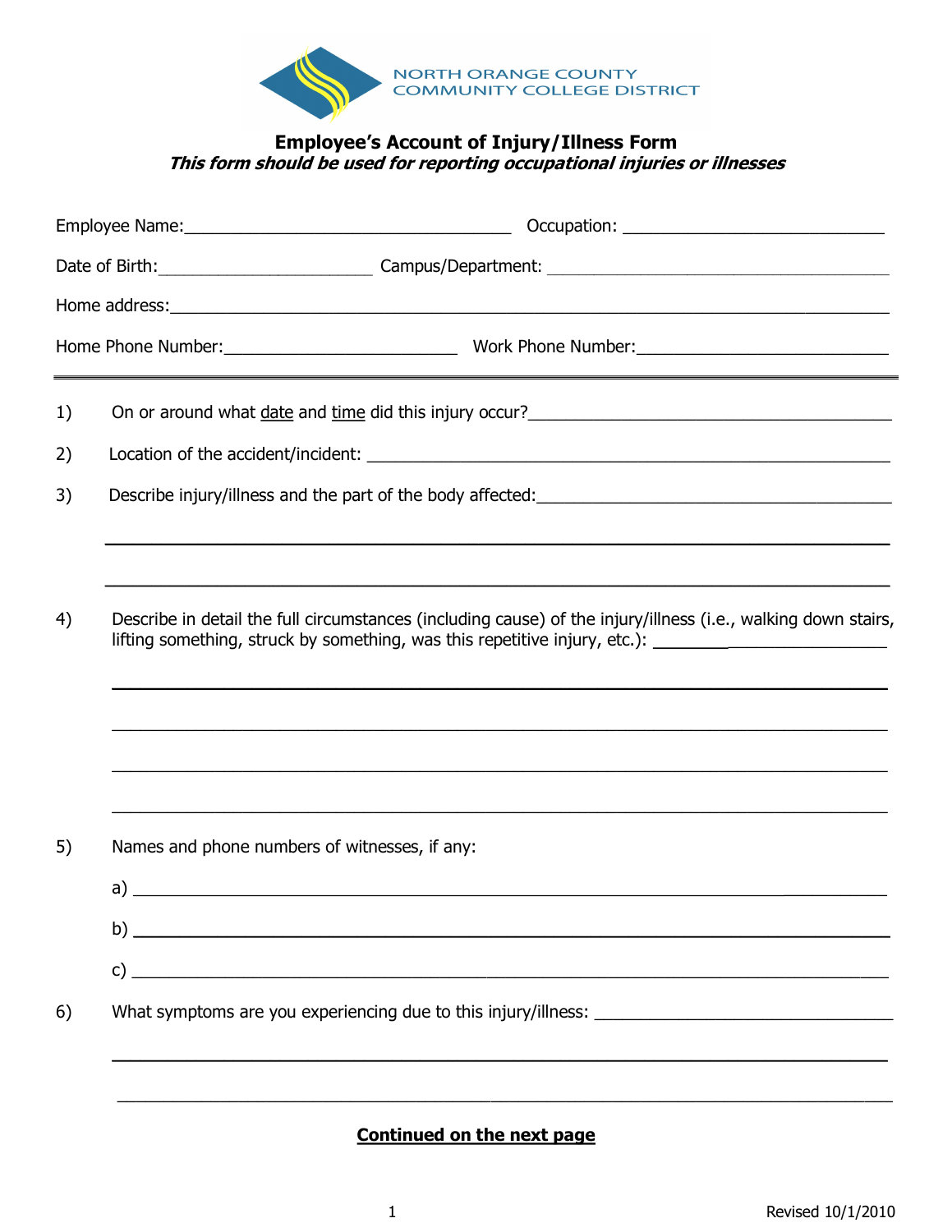NORTH ORANGE COUNTY COMMUNITY COLLEGE DISTRICT

# Employee's Account of Injury/Illness Form

***This form should be used for reporting occupational injuries or illnesses***

Employee Name:___________________________________ Occupation: ____________________________

Date of Birth:_______________________ Campus/Department: ____________________________________

Home address:___________________________________________________________________________

Home Phone Number:_________________________ Work Phone Number:___________________________

---

1) On or around what date and time did this injury occur?_______________________________________

2) Location of the accident/incident: ______________________________________________________

3) Describe injury/illness and the part of the body affected:_____________________________________

___________________________________________________________________________

___________________________________________________________________________

4) Describe in detail the full circumstances (including cause) of the injury/illness (i.e., walking down stairs, lifting something, struck by something, was this repetitive injury, etc.): ________________________

___________________________________________________________________________

___________________________________________________________________________

___________________________________________________________________________

___________________________________________________________________________

5) Names and phone numbers of witnesses, if any:

   a) ________________________________________________________________________

   b) ________________________________________________________________________

   c) ________________________________________________________________________

6) What symptoms are you experiencing due to this injury/illness: ______________________________

___________________________________________________________________________

___________________________________________________________________________

**Continued on the next page**

Revised 10/1/2010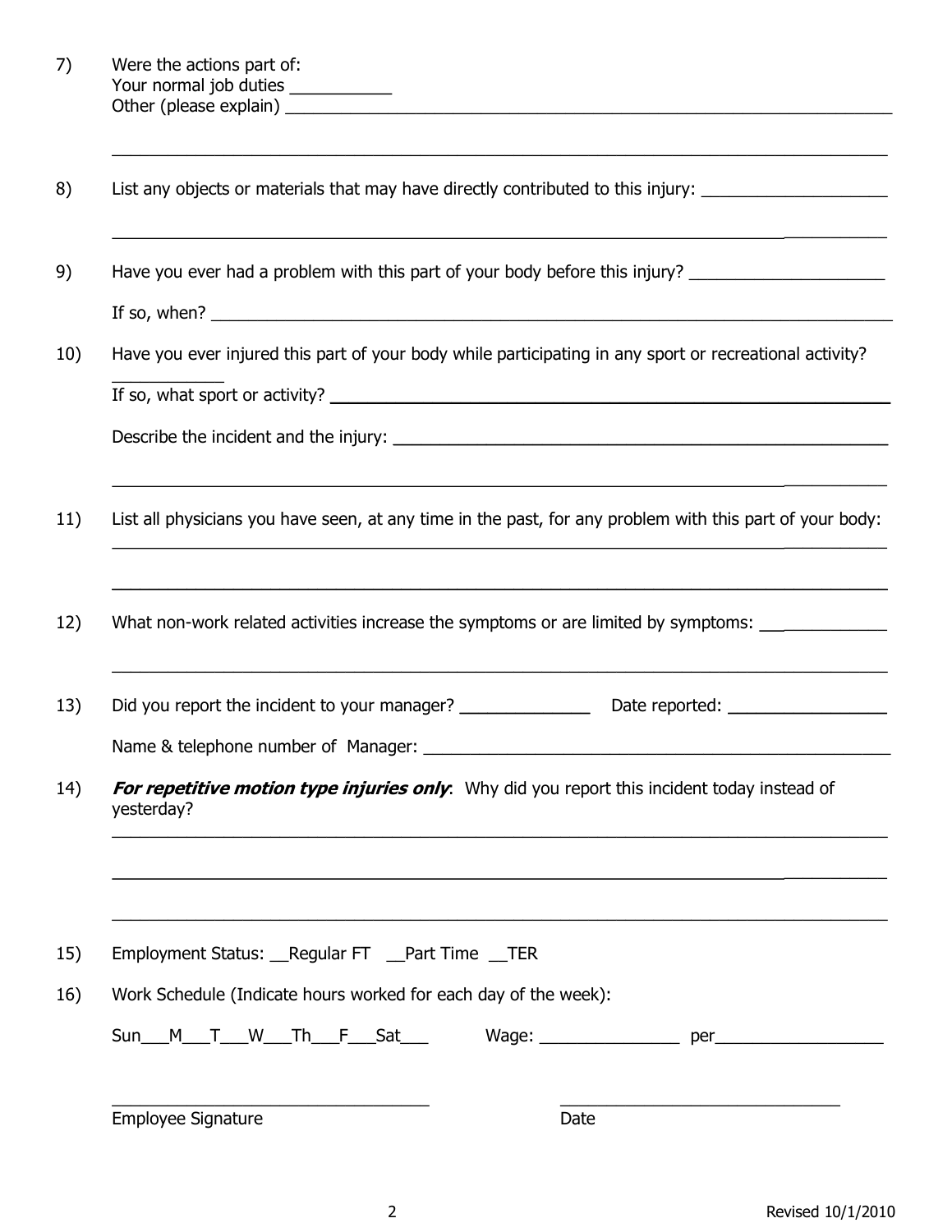7) Were the actions part of:
   Your normal job duties ___________
   Other (please explain) ___________________________________________________________________

   _________________________________________________________________________________

8) List any objects or materials that may have directly contributed to this injury: ____________________

   _________________________________________________________________________________

9) Have you ever had a problem with this part of your body before this injury? _____________________

   If so, when? _____________________________________________________________________

10) Have you ever injured this part of your body while participating in any sport or recreational activity? ___________

    If so, what sport or activity? ______________________________________________________

    Describe the incident and the injury: ________________________________________________

    _________________________________________________________________________________

11) List all physicians you have seen, at any time in the past, for any problem with this part of your body:

    _________________________________________________________________________________

    _________________________________________________________________________________

12) What non-work related activities increase the symptoms or are limited by symptoms: ____________

    _________________________________________________________________________________

13) Did you report the incident to your manager? ______________ Date reported: _________________

    Name & telephone number of Manager: _______________________________________________

14) ***For repetitive motion type injuries only***: Why did you report this incident today instead of yesterday?

    _________________________________________________________________________________

    _________________________________________________________________________________

    _________________________________________________________________________________

15) Employment Status: __Regular FT __Part Time __TER

16) Work Schedule (Indicate hours worked for each day of the week):

    Sun___M___T___W___Th___F___Sat___ Wage: _______________ per__________________

___________________________________ ______________________________

Employee Signature Date

Revised 10/1/2010